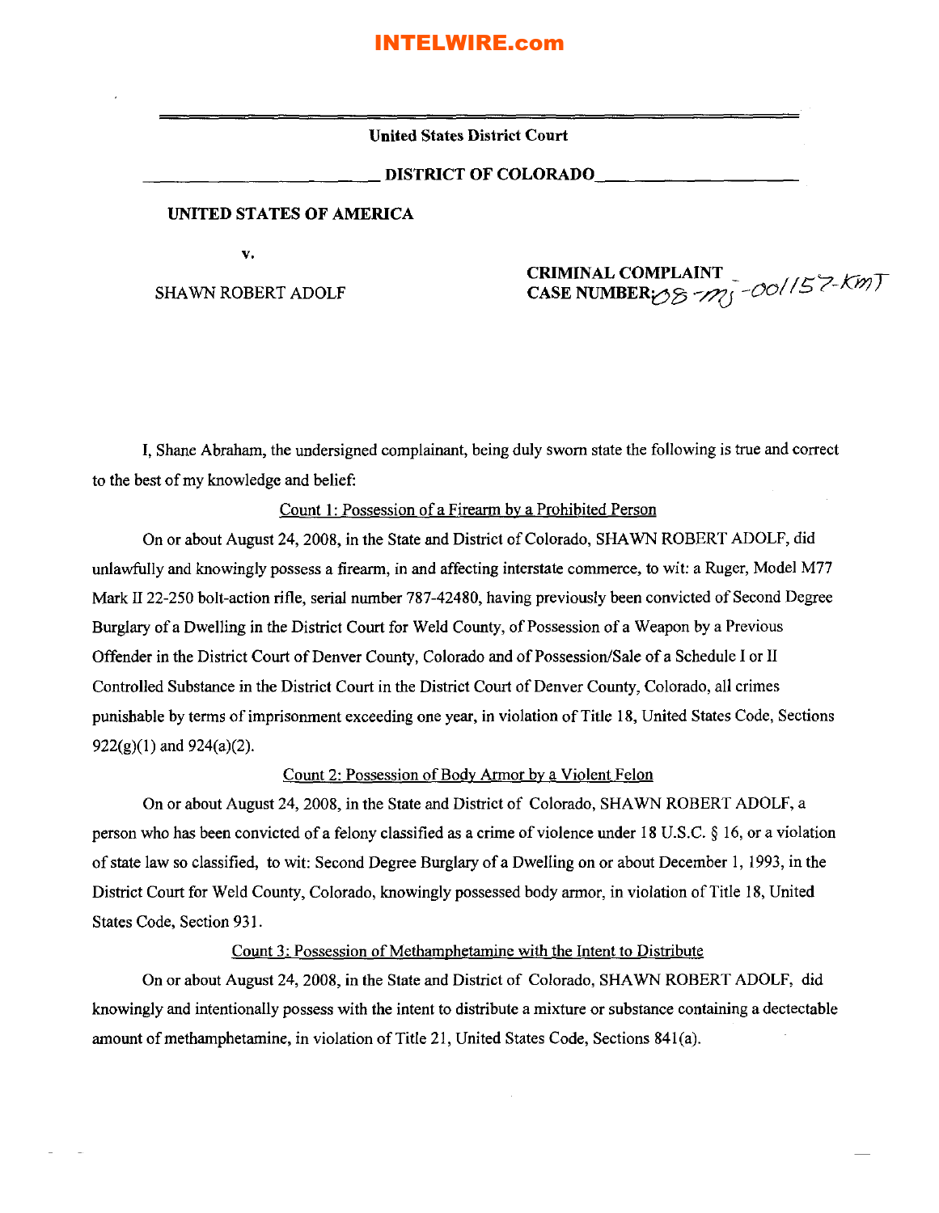INTELWIRE.com

**United States District Court**

**DISTRICT OF COLORADO**

**UNITED STATES OF AMERICA**

**v.**

SHAWN ROBERT ADOLF

**CRIMINAL COMPLAINT**
**CASE NUMBER:** 08-mj-00157-KMT

I, Shane Abraham, the undersigned complainant, being duly sworn state the following is true and correct to the best of my knowledge and belief:

Count 1: Possession of a Firearm by a Prohibited Person

On or about August 24, 2008, in the State and District of Colorado, SHAWN ROBERT ADOLF, did unlawfully and knowingly possess a firearm, in and affecting interstate commerce, to wit: a Ruger, Model M77 Mark II 22-250 bolt-action rifle, serial number 787-42480, having previously been convicted of Second Degree Burglary of a Dwelling in the District Court for Weld County, of Possession of a Weapon by a Previous Offender in the District Court of Denver County, Colorado and of Possession/Sale of a Schedule I or II Controlled Substance in the District Court in the District Court of Denver County, Colorado, all crimes punishable by terms of imprisonment exceeding one year, in violation of Title 18, United States Code, Sections 922(g)(1) and 924(a)(2).

Count 2: Possession of Body Armor by a Violent Felon

On or about August 24, 2008, in the State and District of Colorado, SHAWN ROBERT ADOLF, a person who has been convicted of a felony classified as a crime of violence under 18 U.S.C. § 16, or a violation of state law so classified, to wit: Second Degree Burglary of a Dwelling on or about December 1, 1993, in the District Court for Weld County, Colorado, knowingly possessed body armor, in violation of Title 18, United States Code, Section 931.

Count 3: Possession of Methamphetamine with the Intent to Distribute

On or about August 24, 2008, in the State and District of Colorado, SHAWN ROBERT ADOLF, did knowingly and intentionally possess with the intent to distribute a mixture or substance containing a dectectable amount of methamphetamine, in violation of Title 21, United States Code, Sections 841(a).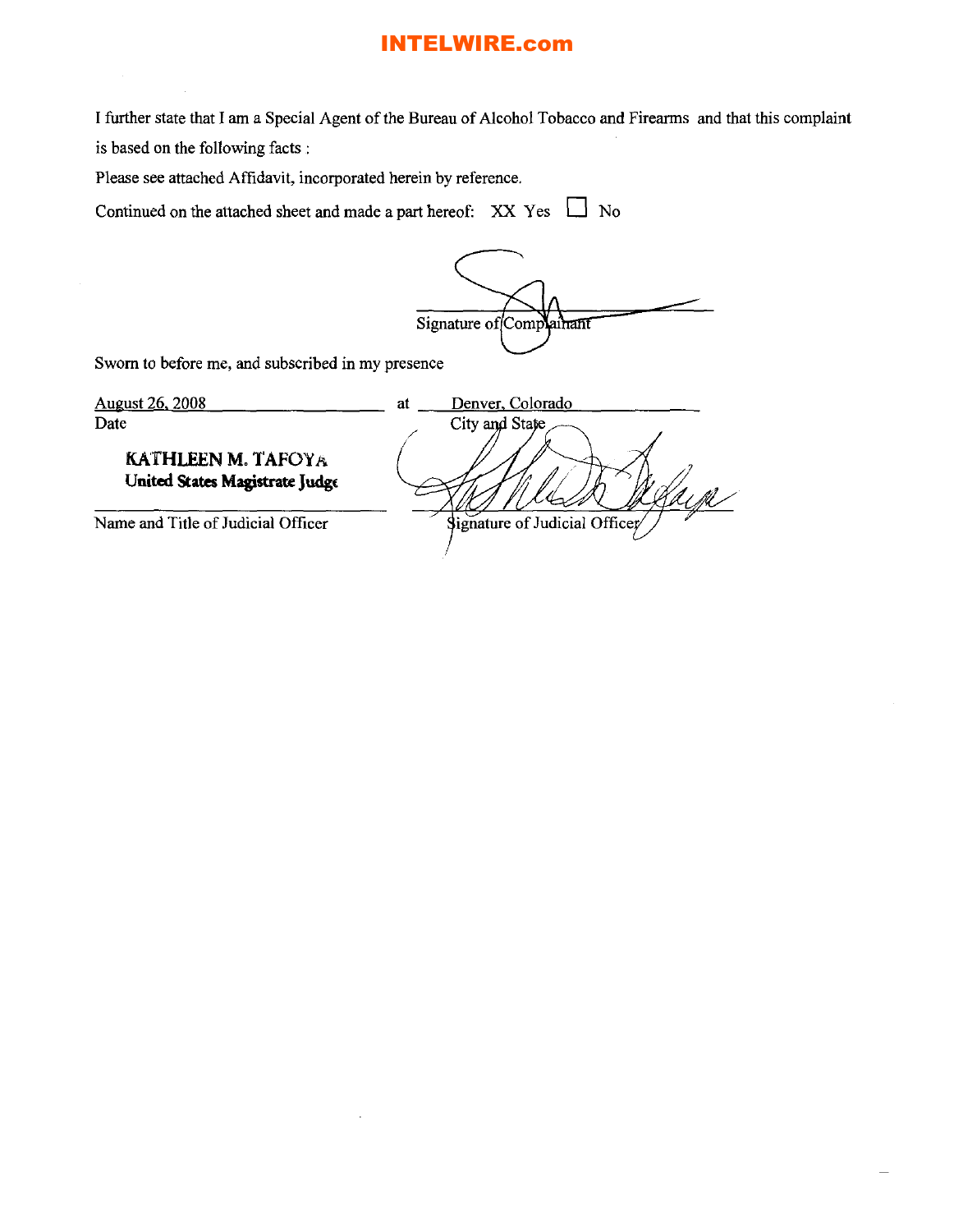I further state that I am a Special Agent of the Bureau of Alcohol Tobacco and Firearms and that this complaint is based on the following facts :

Please see attached Affidavit, incorporated herein by reference.

Continued on the attached sheet and made a part hereof: XX Yes ☐ No

Signature of Complainant

Sworn to before me, and subscribed in my presence

August 26, 2008 at Denver, Colorado
Date City and State

**KATHLEEN M. TAFOYA**
**United States Magistrate Judge**

Name and Title of Judicial Officer

Signature of Judicial Officer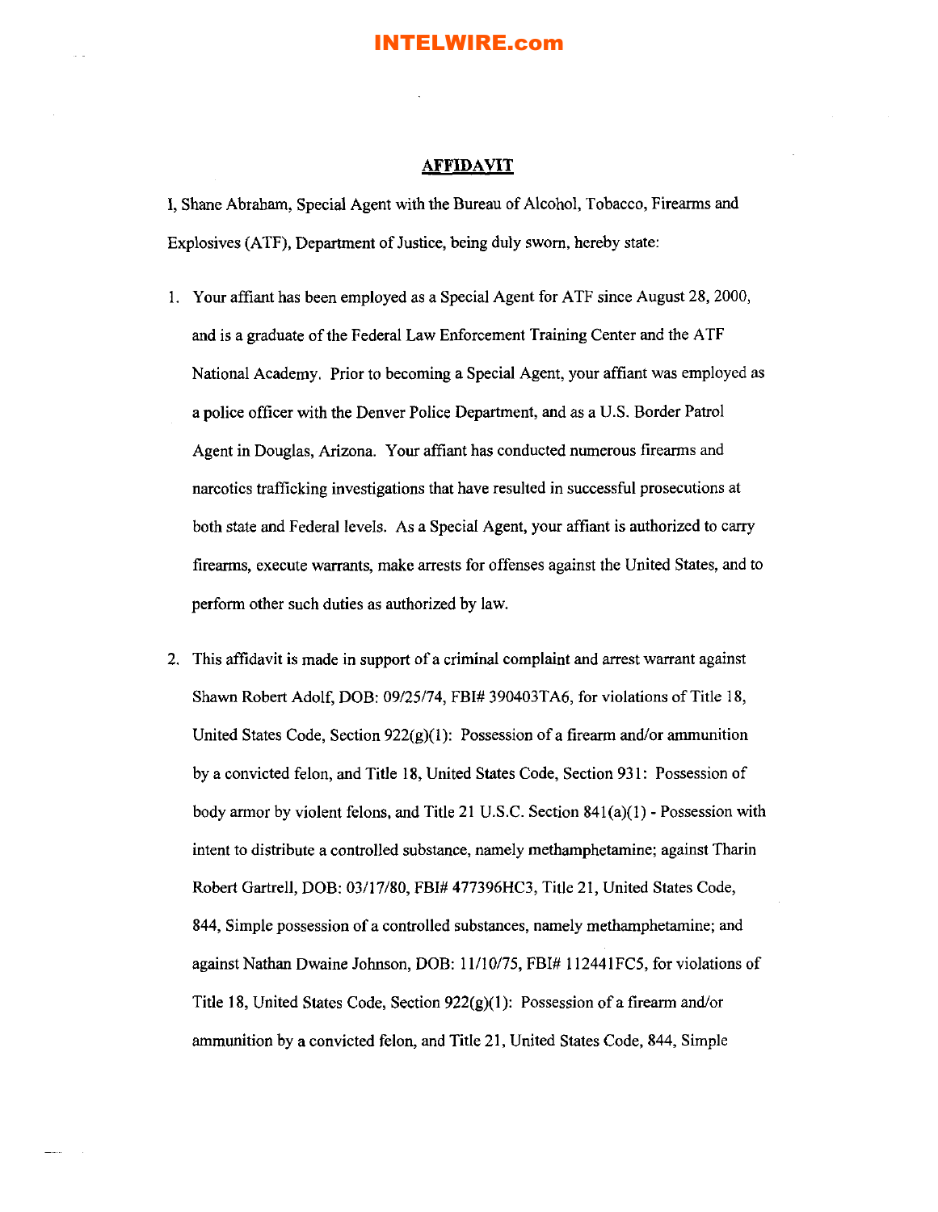## AFFIDAVIT

I, Shane Abraham, Special Agent with the Bureau of Alcohol, Tobacco, Firearms and Explosives (ATF), Department of Justice, being duly sworn, hereby state:

1. Your affiant has been employed as a Special Agent for ATF since August 28, 2000, and is a graduate of the Federal Law Enforcement Training Center and the ATF National Academy. Prior to becoming a Special Agent, your affiant was employed as a police officer with the Denver Police Department, and as a U.S. Border Patrol Agent in Douglas, Arizona. Your affiant has conducted numerous firearms and narcotics trafficking investigations that have resulted in successful prosecutions at both state and Federal levels. As a Special Agent, your affiant is authorized to carry firearms, execute warrants, make arrests for offenses against the United States, and to perform other such duties as authorized by law.

2. This affidavit is made in support of a criminal complaint and arrest warrant against Shawn Robert Adolf, DOB: 09/25/74, FBI# 390403TA6, for violations of Title 18, United States Code, Section 922(g)(1): Possession of a firearm and/or ammunition by a convicted felon, and Title 18, United States Code, Section 931: Possession of body armor by violent felons, and Title 21 U.S.C. Section 841(a)(1) - Possession with intent to distribute a controlled substance, namely methamphetamine; against Tharin Robert Gartrell, DOB: 03/17/80, FBI# 477396HC3, Title 21, United States Code, 844, Simple possession of a controlled substances, namely methamphetamine; and against Nathan Dwaine Johnson, DOB: 11/10/75, FBI# 112441FC5, for violations of Title 18, United States Code, Section 922(g)(1): Possession of a firearm and/or ammunition by a convicted felon, and Title 21, United States Code, 844, Simple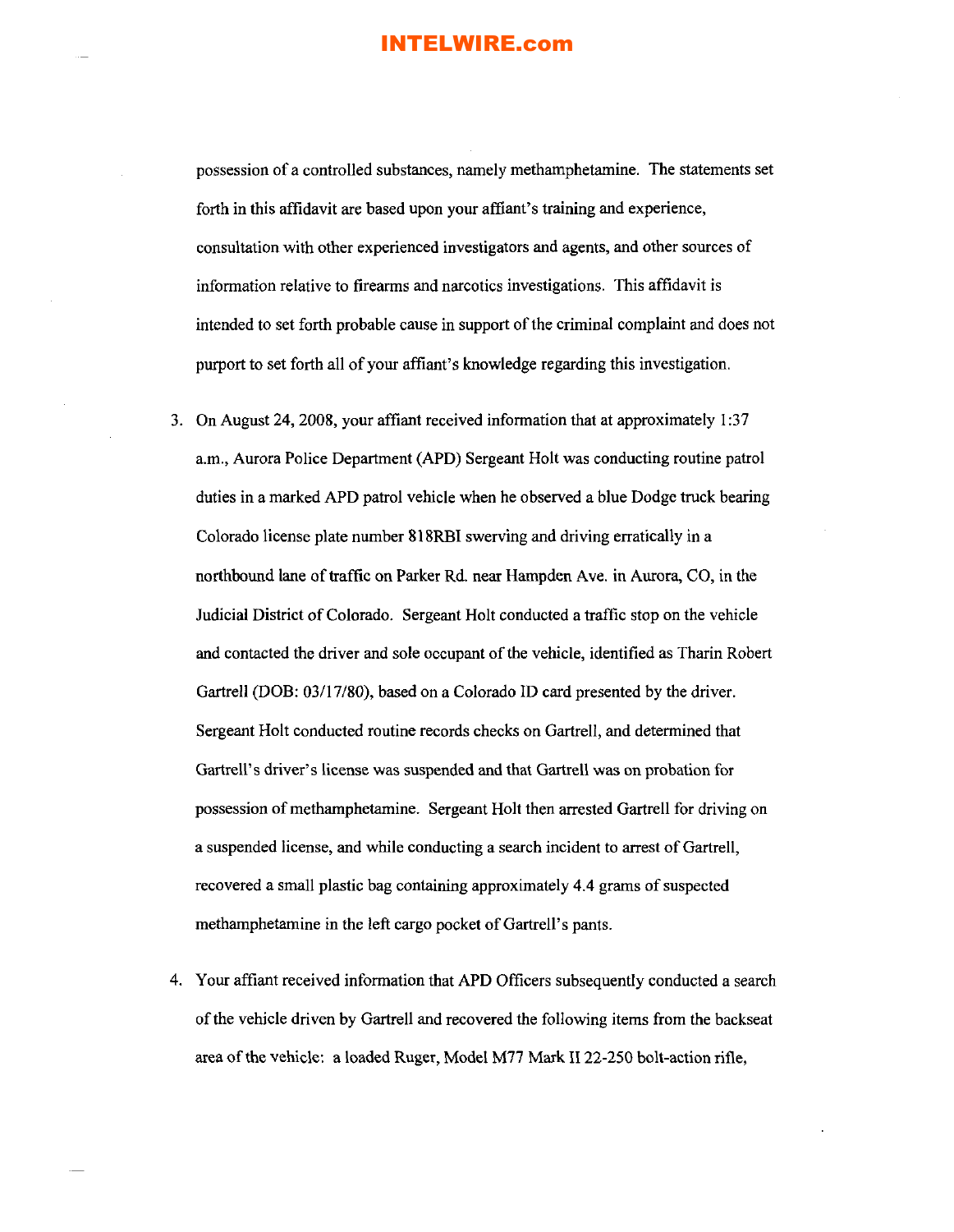possession of a controlled substances, namely methamphetamine. The statements set forth in this affidavit are based upon your affiant's training and experience, consultation with other experienced investigators and agents, and other sources of information relative to firearms and narcotics investigations. This affidavit is intended to set forth probable cause in support of the criminal complaint and does not purport to set forth all of your affiant's knowledge regarding this investigation.

3. On August 24, 2008, your affiant received information that at approximately 1:37 a.m., Aurora Police Department (APD) Sergeant Holt was conducting routine patrol duties in a marked APD patrol vehicle when he observed a blue Dodge truck bearing Colorado license plate number 818RBI swerving and driving erratically in a northbound lane of traffic on Parker Rd. near Hampden Ave. in Aurora, CO, in the Judicial District of Colorado. Sergeant Holt conducted a traffic stop on the vehicle and contacted the driver and sole occupant of the vehicle, identified as Tharin Robert Gartrell (DOB: 03/17/80), based on a Colorado ID card presented by the driver. Sergeant Holt conducted routine records checks on Gartrell, and determined that Gartrell's driver's license was suspended and that Gartrell was on probation for possession of methamphetamine. Sergeant Holt then arrested Gartrell for driving on a suspended license, and while conducting a search incident to arrest of Gartrell, recovered a small plastic bag containing approximately 4.4 grams of suspected methamphetamine in the left cargo pocket of Gartrell's pants.

4. Your affiant received information that APD Officers subsequently conducted a search of the vehicle driven by Gartrell and recovered the following items from the backseat area of the vehicle: a loaded Ruger, Model M77 Mark II 22-250 bolt-action rifle,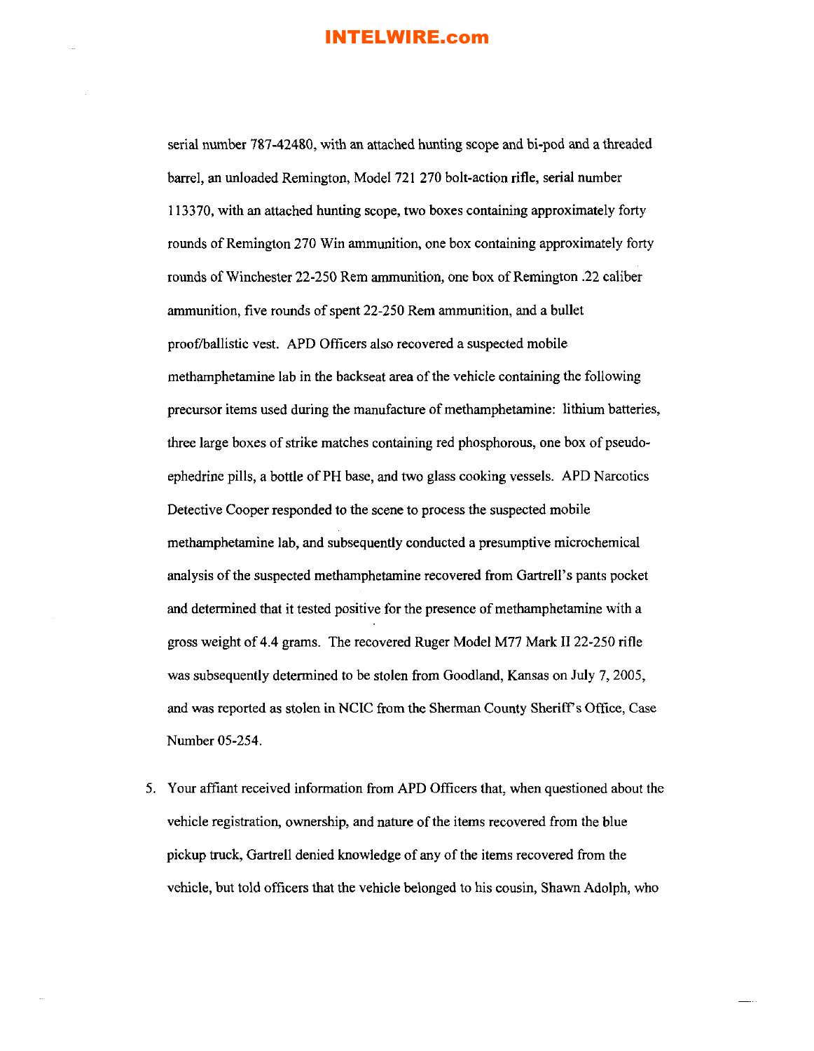serial number 787-42480, with an attached hunting scope and bi-pod and a threaded barrel, an unloaded Remington, Model 721 270 bolt-action rifle, serial number 113370, with an attached hunting scope, two boxes containing approximately forty rounds of Remington 270 Win ammunition, one box containing approximately forty rounds of Winchester 22-250 Rem ammunition, one box of Remington .22 caliber ammunition, five rounds of spent 22-250 Rem ammunition, and a bullet proof/ballistic vest. APD Officers also recovered a suspected mobile methamphetamine lab in the backseat area of the vehicle containing the following precursor items used during the manufacture of methamphetamine: lithium batteries, three large boxes of strike matches containing red phosphorous, one box of pseudo-ephedrine pills, a bottle of PH base, and two glass cooking vessels. APD Narcotics Detective Cooper responded to the scene to process the suspected mobile methamphetamine lab, and subsequently conducted a presumptive microchemical analysis of the suspected methamphetamine recovered from Gartrell's pants pocket and determined that it tested positive for the presence of methamphetamine with a gross weight of 4.4 grams. The recovered Ruger Model M77 Mark II 22-250 rifle was subsequently determined to be stolen from Goodland, Kansas on July 7, 2005, and was reported as stolen in NCIC from the Sherman County Sheriff's Office, Case Number 05-254.

5. Your affiant received information from APD Officers that, when questioned about the vehicle registration, ownership, and nature of the items recovered from the blue pickup truck, Gartrell denied knowledge of any of the items recovered from the vehicle, but told officers that the vehicle belonged to his cousin, Shawn Adolph, who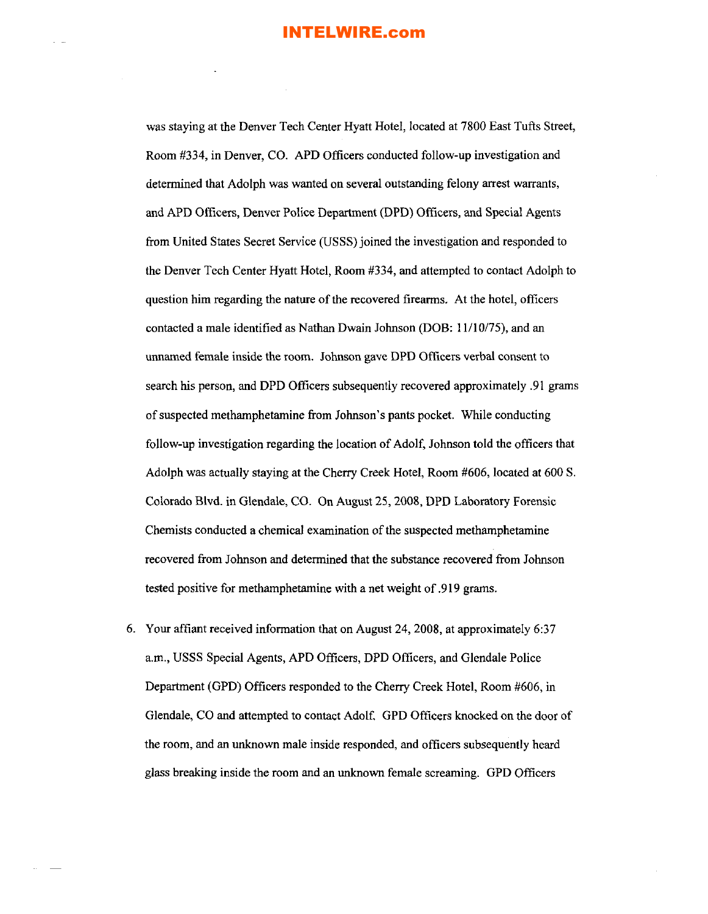was staying at the Denver Tech Center Hyatt Hotel, located at 7800 East Tufts Street, Room #334, in Denver, CO. APD Officers conducted follow-up investigation and determined that Adolph was wanted on several outstanding felony arrest warrants, and APD Officers, Denver Police Department (DPD) Officers, and Special Agents from United States Secret Service (USSS) joined the investigation and responded to the Denver Tech Center Hyatt Hotel, Room #334, and attempted to contact Adolph to question him regarding the nature of the recovered firearms. At the hotel, officers contacted a male identified as Nathan Dwain Johnson (DOB: 11/10/75), and an unnamed female inside the room. Johnson gave DPD Officers verbal consent to search his person, and DPD Officers subsequently recovered approximately .91 grams of suspected methamphetamine from Johnson's pants pocket. While conducting follow-up investigation regarding the location of Adolf, Johnson told the officers that Adolph was actually staying at the Cherry Creek Hotel, Room #606, located at 600 S. Colorado Blvd. in Glendale, CO. On August 25, 2008, DPD Laboratory Forensic Chemists conducted a chemical examination of the suspected methamphetamine recovered from Johnson and determined that the substance recovered from Johnson tested positive for methamphetamine with a net weight of .919 grams.

6. Your affiant received information that on August 24, 2008, at approximately 6:37 a.m., USSS Special Agents, APD Officers, DPD Officers, and Glendale Police Department (GPD) Officers responded to the Cherry Creek Hotel, Room #606, in Glendale, CO and attempted to contact Adolf. GPD Officers knocked on the door of the room, and an unknown male inside responded, and officers subsequently heard glass breaking inside the room and an unknown female screaming. GPD Officers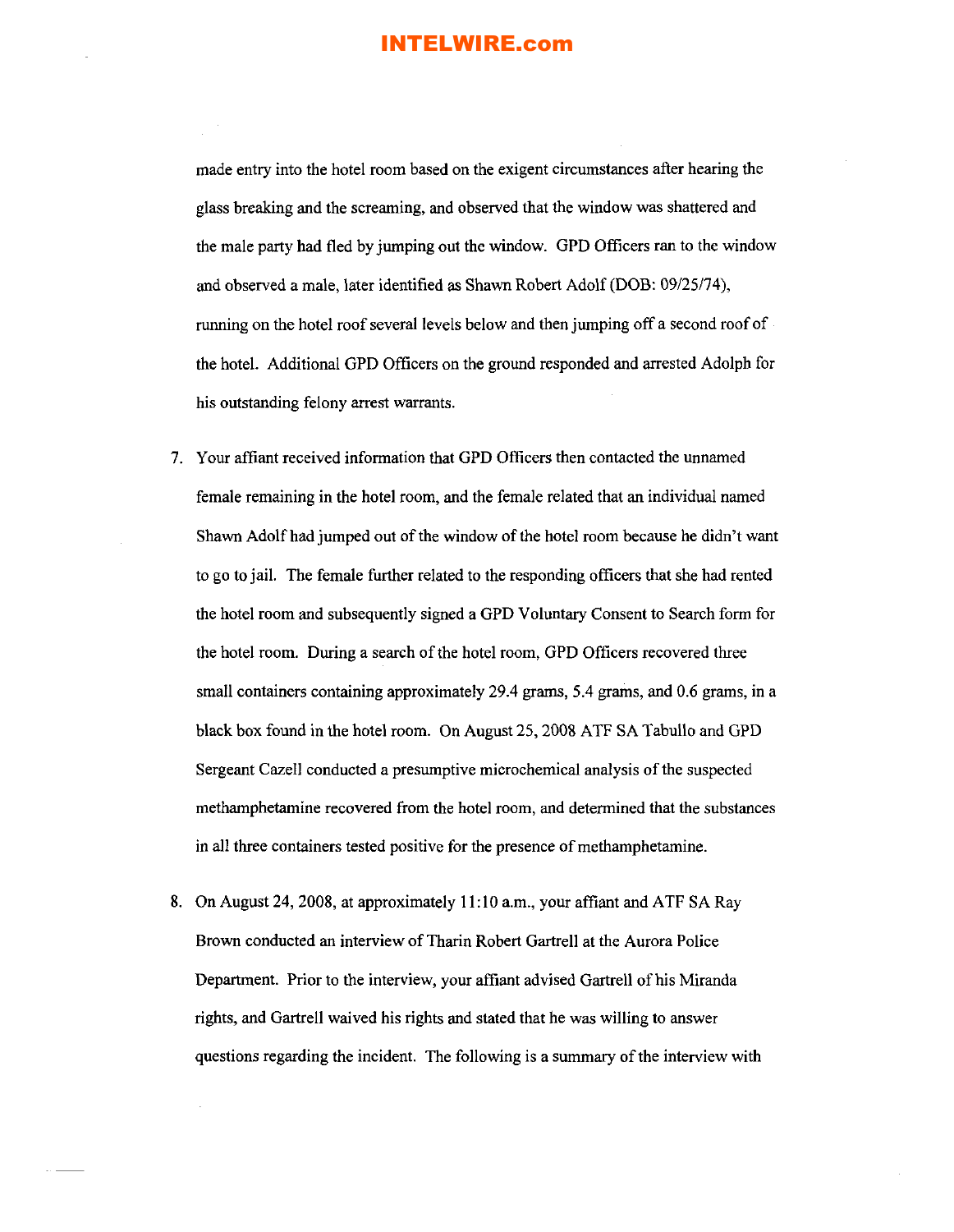made entry into the hotel room based on the exigent circumstances after hearing the glass breaking and the screaming, and observed that the window was shattered and the male party had fled by jumping out the window. GPD Officers ran to the window and observed a male, later identified as Shawn Robert Adolf (DOB: 09/25/74), running on the hotel roof several levels below and then jumping off a second roof of the hotel. Additional GPD Officers on the ground responded and arrested Adolph for his outstanding felony arrest warrants.

7. Your affiant received information that GPD Officers then contacted the unnamed female remaining in the hotel room, and the female related that an individual named Shawn Adolf had jumped out of the window of the hotel room because he didn't want to go to jail. The female further related to the responding officers that she had rented the hotel room and subsequently signed a GPD Voluntary Consent to Search form for the hotel room. During a search of the hotel room, GPD Officers recovered three small containers containing approximately 29.4 grams, 5.4 grams, and 0.6 grams, in a black box found in the hotel room. On August 25, 2008 ATF SA Tabullo and GPD Sergeant Cazell conducted a presumptive microchemical analysis of the suspected methamphetamine recovered from the hotel room, and determined that the substances in all three containers tested positive for the presence of methamphetamine.

8. On August 24, 2008, at approximately 11:10 a.m., your affiant and ATF SA Ray Brown conducted an interview of Tharin Robert Gartrell at the Aurora Police Department. Prior to the interview, your affiant advised Gartrell of his Miranda rights, and Gartrell waived his rights and stated that he was willing to answer questions regarding the incident. The following is a summary of the interview with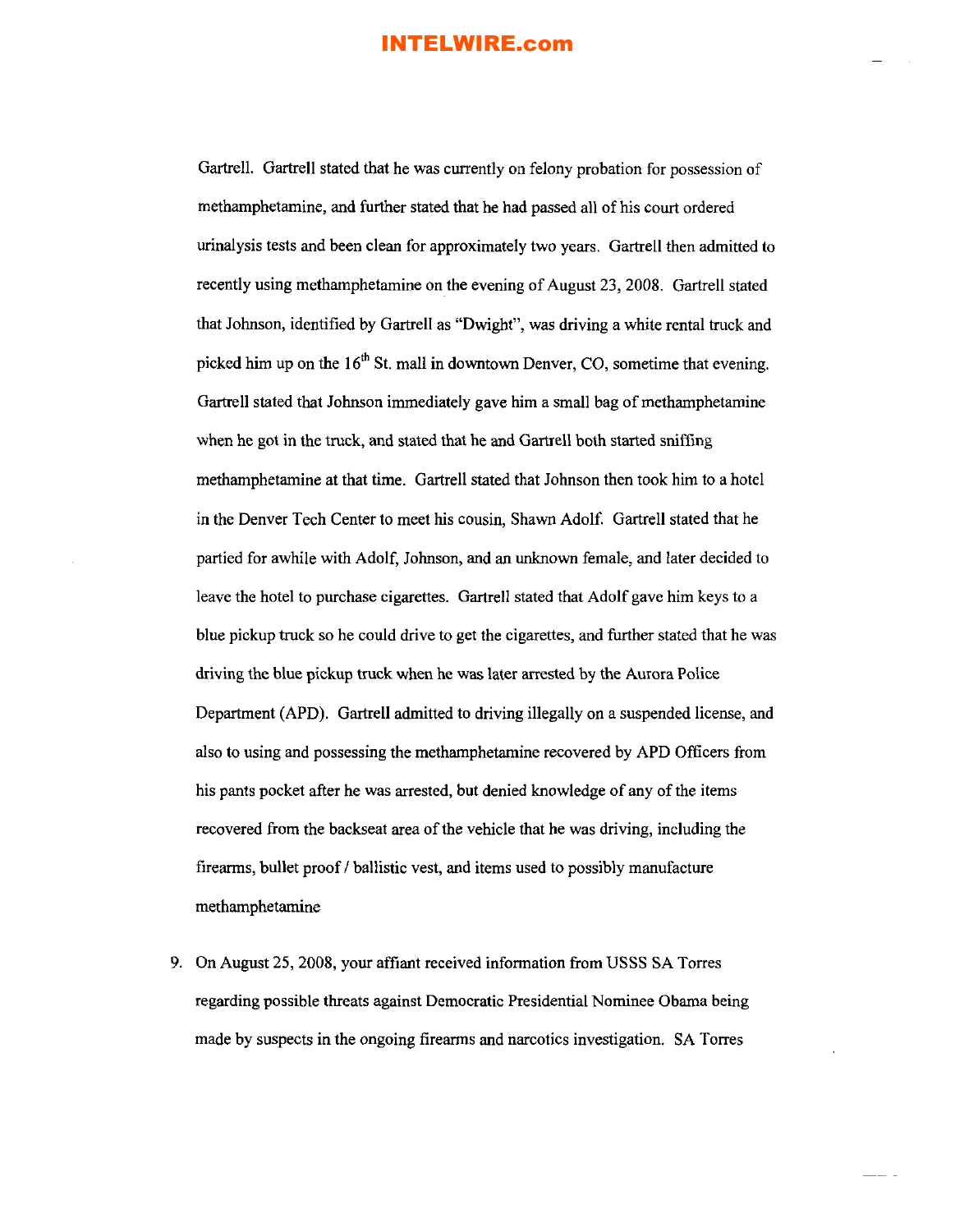Gartrell. Gartrell stated that he was currently on felony probation for possession of methamphetamine, and further stated that he had passed all of his court ordered urinalysis tests and been clean for approximately two years. Gartrell then admitted to recently using methamphetamine on the evening of August 23, 2008. Gartrell stated that Johnson, identified by Gartrell as "Dwight", was driving a white rental truck and picked him up on the 16th St. mall in downtown Denver, CO, sometime that evening. Gartrell stated that Johnson immediately gave him a small bag of methamphetamine when he got in the truck, and stated that he and Gartrell both started sniffing methamphetamine at that time. Gartrell stated that Johnson then took him to a hotel in the Denver Tech Center to meet his cousin, Shawn Adolf. Gartrell stated that he partied for awhile with Adolf, Johnson, and an unknown female, and later decided to leave the hotel to purchase cigarettes. Gartrell stated that Adolf gave him keys to a blue pickup truck so he could drive to get the cigarettes, and further stated that he was driving the blue pickup truck when he was later arrested by the Aurora Police Department (APD). Gartrell admitted to driving illegally on a suspended license, and also to using and possessing the methamphetamine recovered by APD Officers from his pants pocket after he was arrested, but denied knowledge of any of the items recovered from the backseat area of the vehicle that he was driving, including the firearms, bullet proof / ballistic vest, and items used to possibly manufacture methamphetamine

9. On August 25, 2008, your affiant received information from USSS SA Torres regarding possible threats against Democratic Presidential Nominee Obama being made by suspects in the ongoing firearms and narcotics investigation. SA Torres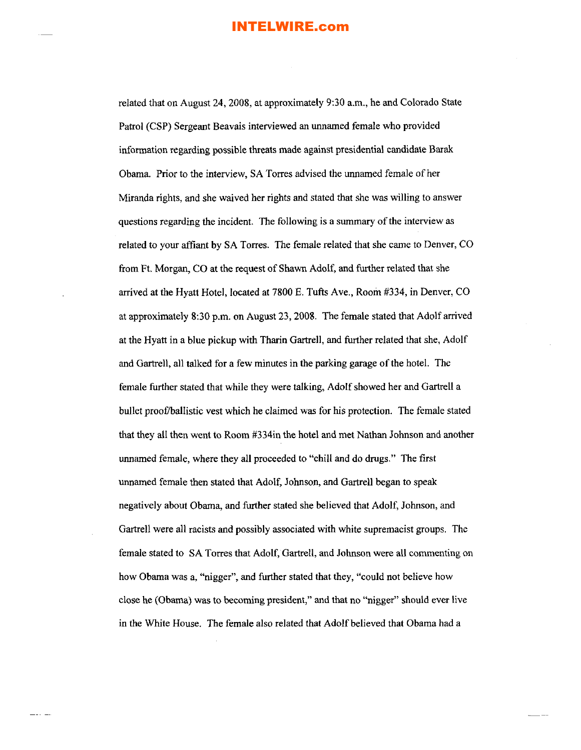related that on August 24, 2008, at approximately 9:30 a.m., he and Colorado State Patrol (CSP) Sergeant Beavais interviewed an unnamed female who provided information regarding possible threats made against presidential candidate Barak Obama. Prior to the interview, SA Torres advised the unnamed female of her Miranda rights, and she waived her rights and stated that she was willing to answer questions regarding the incident. The following is a summary of the interview as related to your affiant by SA Torres. The female related that she came to Denver, CO from Ft. Morgan, CO at the request of Shawn Adolf, and further related that she arrived at the Hyatt Hotel, located at 7800 E. Tufts Ave., Room #334, in Denver, CO at approximately 8:30 p.m. on August 23, 2008. The female stated that Adolf arrived at the Hyatt in a blue pickup with Tharin Gartrell, and further related that she, Adolf and Gartrell, all talked for a few minutes in the parking garage of the hotel. The female further stated that while they were talking, Adolf showed her and Gartrell a bullet proof/ballistic vest which he claimed was for his protection. The female stated that they all then went to Room #334in the hotel and met Nathan Johnson and another unnamed female, where they all proceeded to "chill and do drugs." The first unnamed female then stated that Adolf, Johnson, and Gartrell began to speak negatively about Obama, and further stated she believed that Adolf, Johnson, and Gartrell were all racists and possibly associated with white supremacist groups. The female stated to SA Torres that Adolf, Gartrell, and Johnson were all commenting on how Obama was a, "nigger", and further stated that they, "could not believe how close he (Obama) was to becoming president," and that no "nigger" should ever live in the White House. The female also related that Adolf believed that Obama had a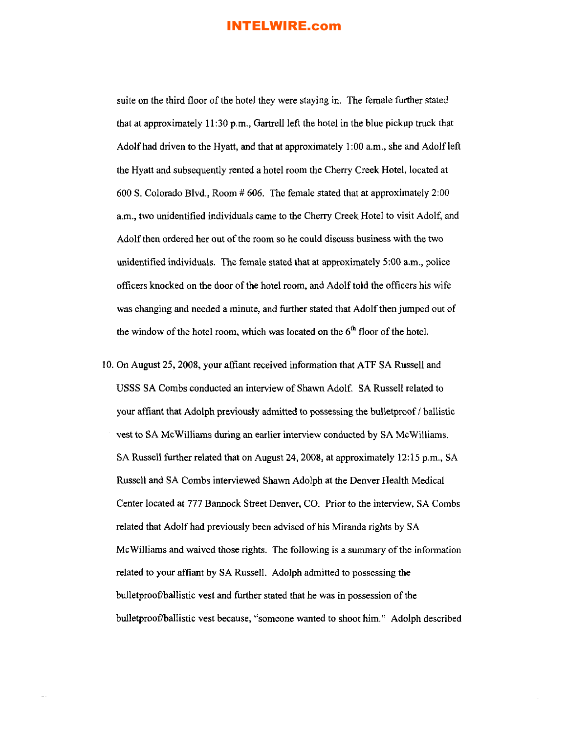suite on the third floor of the hotel they were staying in. The female further stated that at approximately 11:30 p.m., Gartrell left the hotel in the blue pickup truck that Adolf had driven to the Hyatt, and that at approximately 1:00 a.m., she and Adolf left the Hyatt and subsequently rented a hotel room the Cherry Creek Hotel, located at 600 S. Colorado Blvd., Room # 606. The female stated that at approximately 2:00 a.m., two unidentified individuals came to the Cherry Creek Hotel to visit Adolf, and Adolf then ordered her out of the room so he could discuss business with the two unidentified individuals. The female stated that at approximately 5:00 a.m., police officers knocked on the door of the hotel room, and Adolf told the officers his wife was changing and needed a minute, and further stated that Adolf then jumped out of the window of the hotel room, which was located on the 6th floor of the hotel.

10. On August 25, 2008, your affiant received information that ATF SA Russell and USSS SA Combs conducted an interview of Shawn Adolf. SA Russell related to your affiant that Adolph previously admitted to possessing the bulletproof / ballistic vest to SA McWilliams during an earlier interview conducted by SA McWilliams. SA Russell further related that on August 24, 2008, at approximately 12:15 p.m., SA Russell and SA Combs interviewed Shawn Adolph at the Denver Health Medical Center located at 777 Bannock Street Denver, CO. Prior to the interview, SA Combs related that Adolf had previously been advised of his Miranda rights by SA McWilliams and waived those rights. The following is a summary of the information related to your affiant by SA Russell. Adolph admitted to possessing the bulletproof/ballistic vest and further stated that he was in possession of the bulletproof/ballistic vest because, "someone wanted to shoot him." Adolph described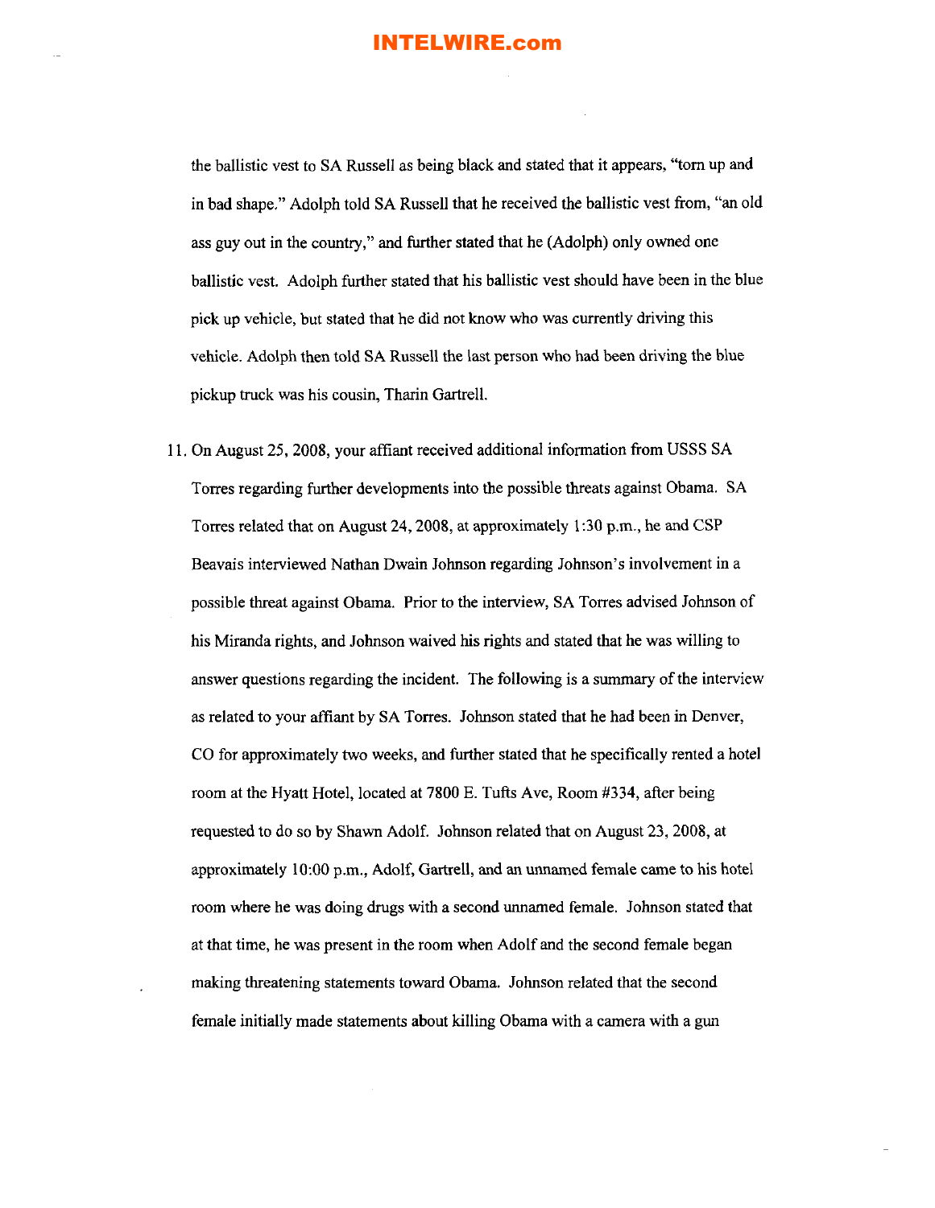the ballistic vest to SA Russell as being black and stated that it appears, "torn up and in bad shape." Adolph told SA Russell that he received the ballistic vest from, "an old ass guy out in the country," and further stated that he (Adolph) only owned one ballistic vest. Adolph further stated that his ballistic vest should have been in the blue pick up vehicle, but stated that he did not know who was currently driving this vehicle. Adolph then told SA Russell the last person who had been driving the blue pickup truck was his cousin, Tharin Gartrell.

11. On August 25, 2008, your affiant received additional information from USSS SA Torres regarding further developments into the possible threats against Obama. SA Torres related that on August 24, 2008, at approximately 1:30 p.m., he and CSP Beavais interviewed Nathan Dwain Johnson regarding Johnson's involvement in a possible threat against Obama. Prior to the interview, SA Torres advised Johnson of his Miranda rights, and Johnson waived his rights and stated that he was willing to answer questions regarding the incident. The following is a summary of the interview as related to your affiant by SA Torres. Johnson stated that he had been in Denver, CO for approximately two weeks, and further stated that he specifically rented a hotel room at the Hyatt Hotel, located at 7800 E. Tufts Ave, Room #334, after being requested to do so by Shawn Adolf. Johnson related that on August 23, 2008, at approximately 10:00 p.m., Adolf, Gartrell, and an unnamed female came to his hotel room where he was doing drugs with a second unnamed female. Johnson stated that at that time, he was present in the room when Adolf and the second female began making threatening statements toward Obama. Johnson related that the second female initially made statements about killing Obama with a camera with a gun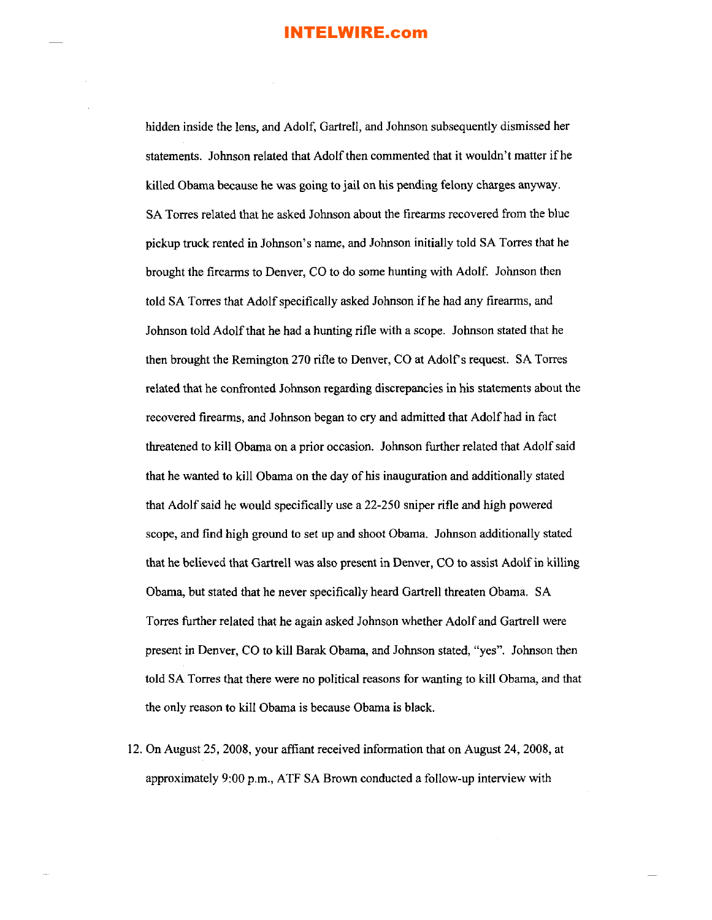hidden inside the lens, and Adolf, Gartrell, and Johnson subsequently dismissed her statements. Johnson related that Adolf then commented that it wouldn't matter if he killed Obama because he was going to jail on his pending felony charges anyway. SA Torres related that he asked Johnson about the firearms recovered from the blue pickup truck rented in Johnson's name, and Johnson initially told SA Torres that he brought the firearms to Denver, CO to do some hunting with Adolf. Johnson then told SA Torres that Adolf specifically asked Johnson if he had any firearms, and Johnson told Adolf that he had a hunting rifle with a scope. Johnson stated that he then brought the Remington 270 rifle to Denver, CO at Adolf's request. SA Torres related that he confronted Johnson regarding discrepancies in his statements about the recovered firearms, and Johnson began to cry and admitted that Adolf had in fact threatened to kill Obama on a prior occasion. Johnson further related that Adolf said that he wanted to kill Obama on the day of his inauguration and additionally stated that Adolf said he would specifically use a 22-250 sniper rifle and high powered scope, and find high ground to set up and shoot Obama. Johnson additionally stated that he believed that Gartrell was also present in Denver, CO to assist Adolf in killing Obama, but stated that he never specifically heard Gartrell threaten Obama. SA Torres further related that he again asked Johnson whether Adolf and Gartrell were present in Denver, CO to kill Barak Obama, and Johnson stated, "yes". Johnson then told SA Torres that there were no political reasons for wanting to kill Obama, and that the only reason to kill Obama is because Obama is black.

12. On August 25, 2008, your affiant received information that on August 24, 2008, at approximately 9:00 p.m., ATF SA Brown conducted a follow-up interview with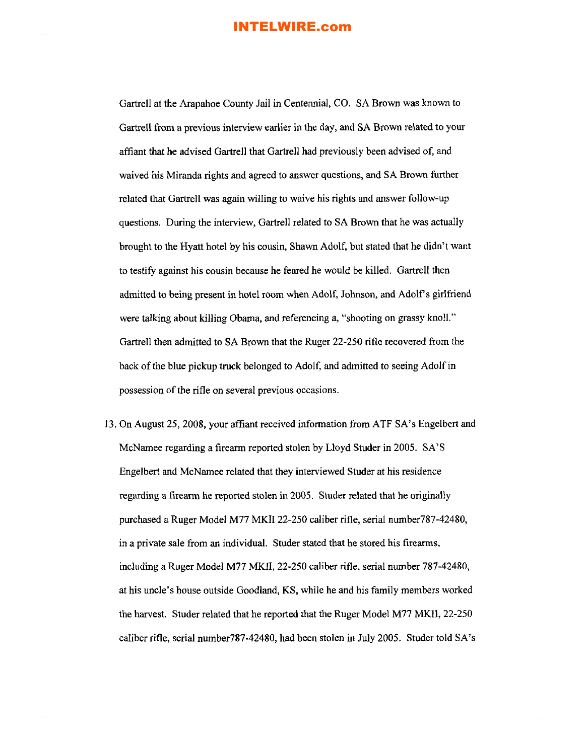Gartrell at the Arapahoe County Jail in Centennial, CO. SA Brown was known to Gartrell from a previous interview earlier in the day, and SA Brown related to your affiant that he advised Gartrell that Gartrell had previously been advised of, and waived his Miranda rights and agreed to answer questions, and SA Brown further related that Gartrell was again willing to waive his rights and answer follow-up questions. During the interview, Gartrell related to SA Brown that he was actually brought to the Hyatt hotel by his cousin, Shawn Adolf, but stated that he didn't want to testify against his cousin because he feared he would be killed. Gartrell then admitted to being present in hotel room when Adolf, Johnson, and Adolf's girlfriend were talking about killing Obama, and referencing a, "shooting on grassy knoll." Gartrell then admitted to SA Brown that the Ruger 22-250 rifle recovered from the back of the blue pickup truck belonged to Adolf, and admitted to seeing Adolf in possession of the rifle on several previous occasions.

13. On August 25, 2008, your affiant received information from ATF SA's Engelbert and McNamee regarding a firearm reported stolen by Lloyd Studer in 2005. SA'S Engelbert and McNamee related that they interviewed Studer at his residence regarding a firearm he reported stolen in 2005. Studer related that he originally purchased a Ruger Model M77 MKII 22-250 caliber rifle, serial number787-42480, in a private sale from an individual. Studer stated that he stored his firearms, including a Ruger Model M77 MKII, 22-250 caliber rifle, serial number 787-42480, at his uncle's house outside Goodland, KS, while he and his family members worked the harvest. Studer related that he reported that the Ruger Model M77 MKII, 22-250 caliber rifle, serial number787-42480, had been stolen in July 2005. Studer told SA's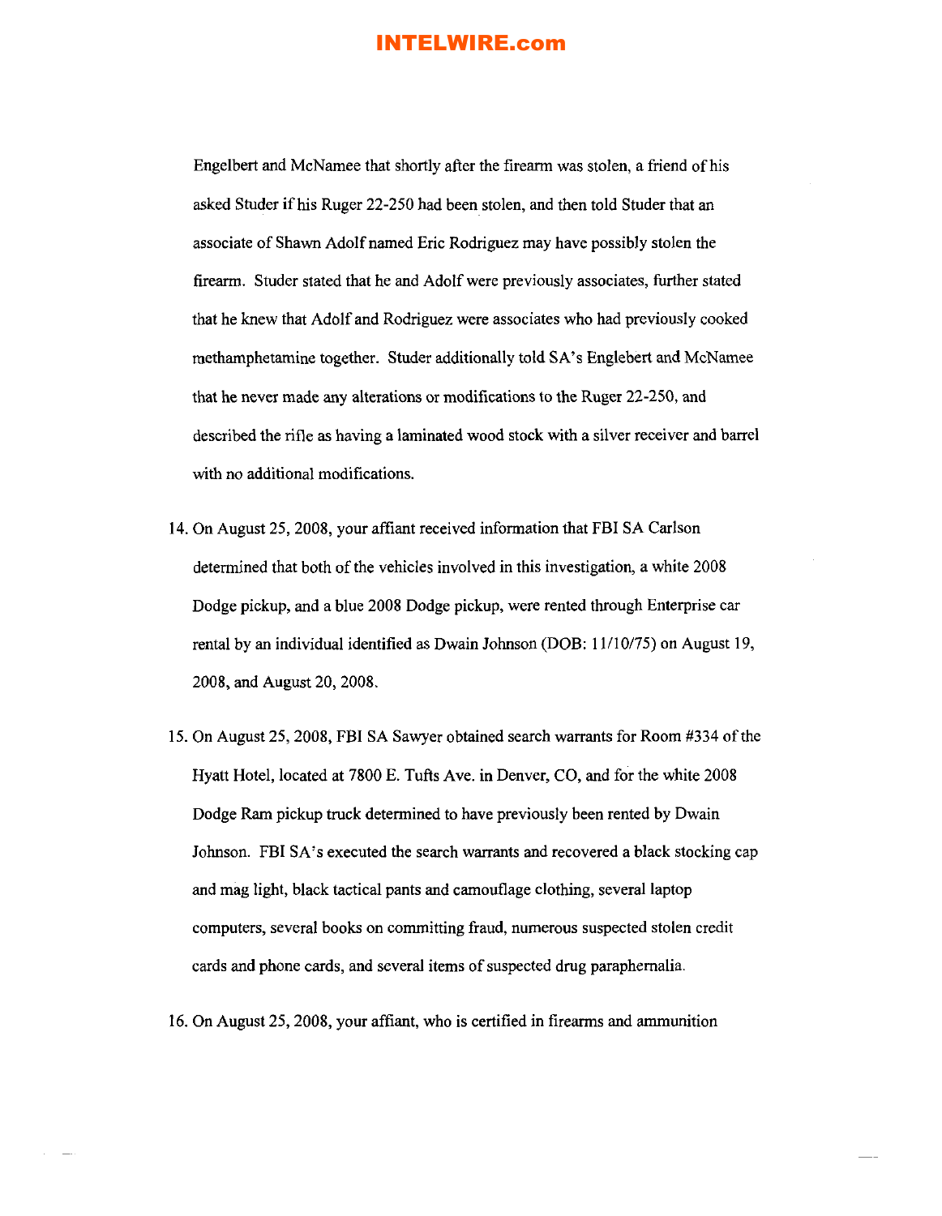Engelbert and McNamee that shortly after the firearm was stolen, a friend of his asked Studer if his Ruger 22-250 had been stolen, and then told Studer that an associate of Shawn Adolf named Eric Rodriguez may have possibly stolen the firearm. Studer stated that he and Adolf were previously associates, further stated that he knew that Adolf and Rodriguez were associates who had previously cooked methamphetamine together. Studer additionally told SA's Englebert and McNamee that he never made any alterations or modifications to the Ruger 22-250, and described the rifle as having a laminated wood stock with a silver receiver and barrel with no additional modifications.

14. On August 25, 2008, your affiant received information that FBI SA Carlson determined that both of the vehicles involved in this investigation, a white 2008 Dodge pickup, and a blue 2008 Dodge pickup, were rented through Enterprise car rental by an individual identified as Dwain Johnson (DOB: 11/10/75) on August 19, 2008, and August 20, 2008.

15. On August 25, 2008, FBI SA Sawyer obtained search warrants for Room #334 of the Hyatt Hotel, located at 7800 E. Tufts Ave. in Denver, CO, and for the white 2008 Dodge Ram pickup truck determined to have previously been rented by Dwain Johnson. FBI SA's executed the search warrants and recovered a black stocking cap and mag light, black tactical pants and camouflage clothing, several laptop computers, several books on committing fraud, numerous suspected stolen credit cards and phone cards, and several items of suspected drug paraphernalia.

16. On August 25, 2008, your affiant, who is certified in firearms and ammunition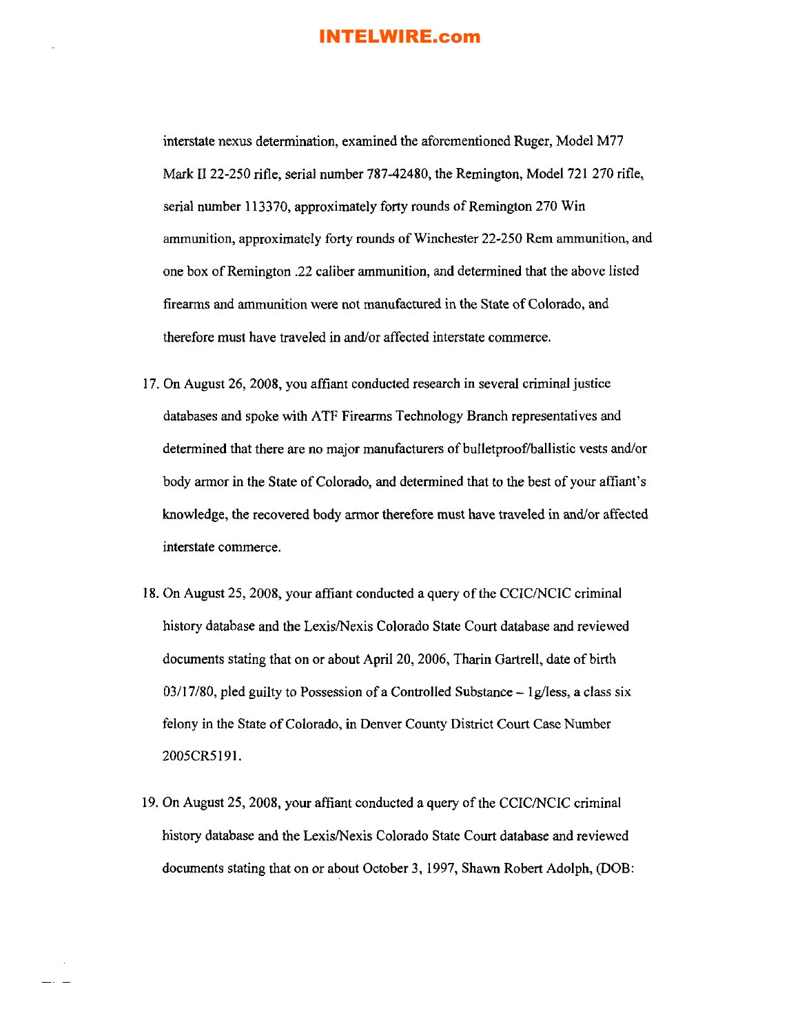interstate nexus determination, examined the aforementioned Ruger, Model M77 Mark II 22-250 rifle, serial number 787-42480, the Remington, Model 721 270 rifle, serial number 113370, approximately forty rounds of Remington 270 Win ammunition, approximately forty rounds of Winchester 22-250 Rem ammunition, and one box of Remington .22 caliber ammunition, and determined that the above listed firearms and ammunition were not manufactured in the State of Colorado, and therefore must have traveled in and/or affected interstate commerce.

17. On August 26, 2008, you affiant conducted research in several criminal justice databases and spoke with ATF Firearms Technology Branch representatives and determined that there are no major manufacturers of bulletproof/ballistic vests and/or body armor in the State of Colorado, and determined that to the best of your affiant's knowledge, the recovered body armor therefore must have traveled in and/or affected interstate commerce.

18. On August 25, 2008, your affiant conducted a query of the CCIC/NCIC criminal history database and the Lexis/Nexis Colorado State Court database and reviewed documents stating that on or about April 20, 2006, Tharin Gartrell, date of birth 03/17/80, pled guilty to Possession of a Controlled Substance – 1g/less, a class six felony in the State of Colorado, in Denver County District Court Case Number 2005CR5191.

19. On August 25, 2008, your affiant conducted a query of the CCIC/NCIC criminal history database and the Lexis/Nexis Colorado State Court database and reviewed documents stating that on or about October 3, 1997, Shawn Robert Adolph, (DOB: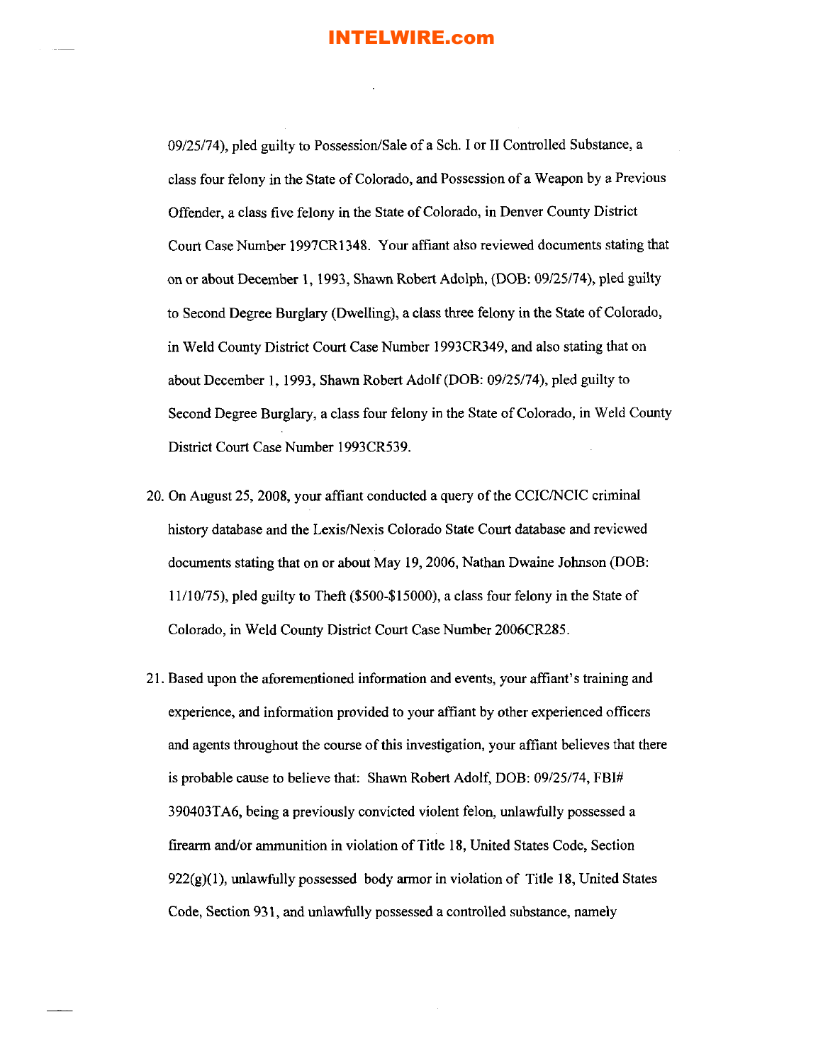09/25/74), pled guilty to Possession/Sale of a Sch. I or II Controlled Substance, a class four felony in the State of Colorado, and Possession of a Weapon by a Previous Offender, a class five felony in the State of Colorado, in Denver County District Court Case Number 1997CR1348. Your affiant also reviewed documents stating that on or about December 1, 1993, Shawn Robert Adolph, (DOB: 09/25/74), pled guilty to Second Degree Burglary (Dwelling), a class three felony in the State of Colorado, in Weld County District Court Case Number 1993CR349, and also stating that on about December 1, 1993, Shawn Robert Adolf (DOB: 09/25/74), pled guilty to Second Degree Burglary, a class four felony in the State of Colorado, in Weld County District Court Case Number 1993CR539.

20. On August 25, 2008, your affiant conducted a query of the CCIC/NCIC criminal history database and the Lexis/Nexis Colorado State Court database and reviewed documents stating that on or about May 19, 2006, Nathan Dwaine Johnson (DOB: 11/10/75), pled guilty to Theft ($500-$15000), a class four felony in the State of Colorado, in Weld County District Court Case Number 2006CR285.

21. Based upon the aforementioned information and events, your affiant's training and experience, and information provided to your affiant by other experienced officers and agents throughout the course of this investigation, your affiant believes that there is probable cause to believe that: Shawn Robert Adolf, DOB: 09/25/74, FBI# 390403TA6, being a previously convicted violent felon, unlawfully possessed a firearm and/or ammunition in violation of Title 18, United States Code, Section 922(g)(1), unlawfully possessed body armor in violation of Title 18, United States Code, Section 931, and unlawfully possessed a controlled substance, namely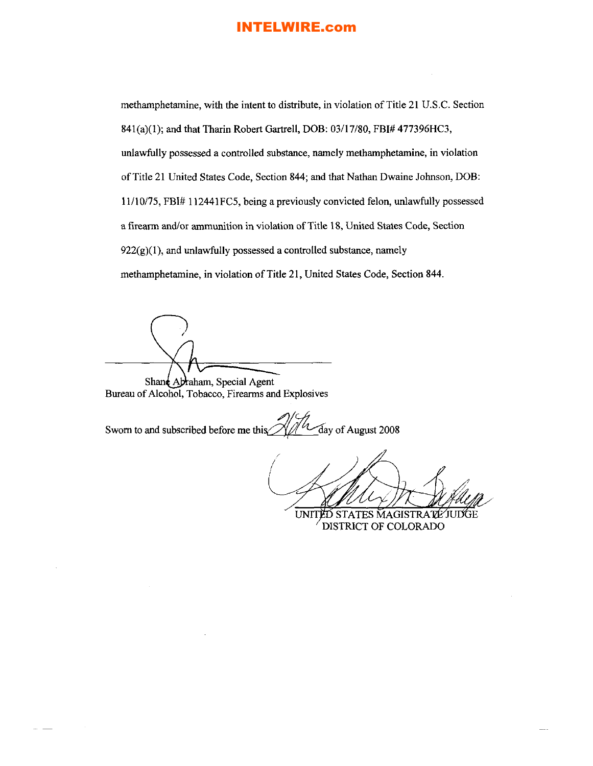methamphetamine, with the intent to distribute, in violation of Title 21 U.S.C. Section 841(a)(1); and that Tharin Robert Gartrell, DOB: 03/17/80, FBI# 477396HC3, unlawfully possessed a controlled substance, namely methamphetamine, in violation of Title 21 United States Code, Section 844; and that Nathan Dwaine Johnson, DOB: 11/10/75, FBI# 112441FC5, being a previously convicted felon, unlawfully possessed a firearm and/or ammunition in violation of Title 18, United States Code, Section 922(g)(1), and unlawfully possessed a controlled substance, namely methamphetamine, in violation of Title 21, United States Code, Section 844.

Shane Abraham, Special Agent
Bureau of Alcohol, Tobacco, Firearms and Explosives

Sworn to and subscribed before me this 26th day of August 2008

UNITED STATES MAGISTRATE JUDGE
DISTRICT OF COLORADO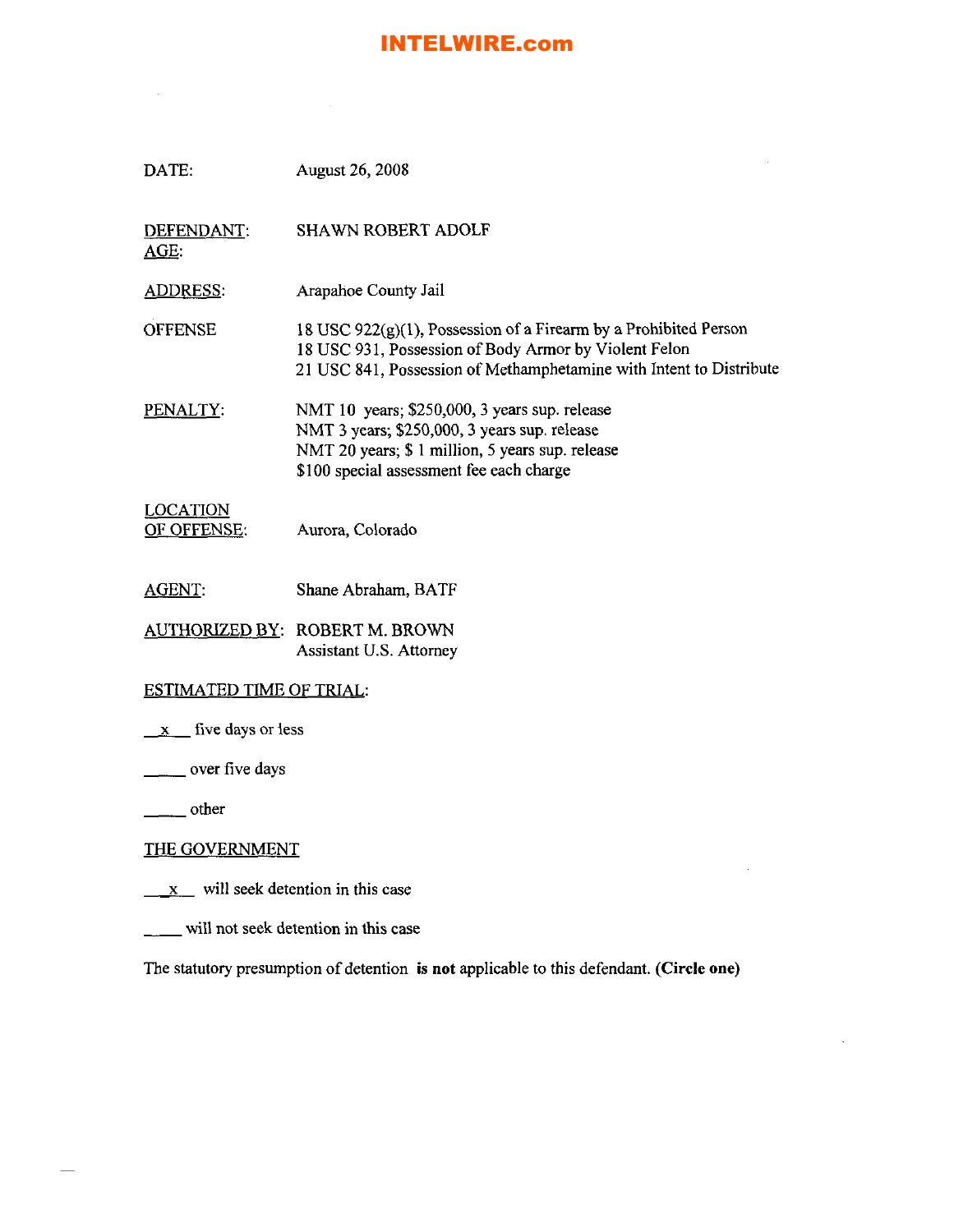INTELWIRE.com

DATE: August 26, 2008

DEFENDANT: SHAWN ROBERT ADOLF
AGE:

ADDRESS: Arapahoe County Jail

OFFENSE
18 USC 922(g)(1), Possession of a Firearm by a Prohibited Person
18 USC 931, Possession of Body Armor by Violent Felon
21 USC 841, Possession of Methamphetamine with Intent to Distribute

PENALTY:
NMT 10 years; $250,000, 3 years sup. release
NMT 3 years; $250,000, 3 years sup. release
NMT 20 years; $ 1 million, 5 years sup. release
$100 special assessment fee each charge

LOCATION OF OFFENSE: Aurora, Colorado

AGENT: Shane Abraham, BATF

AUTHORIZED BY: ROBERT M. BROWN
Assistant U.S. Attorney

ESTIMATED TIME OF TRIAL:

__x__ five days or less

_____ over five days

_____ other

THE GOVERNMENT

__x__ will seek detention in this case

____ will not seek detention in this case

The statutory presumption of detention **is not** applicable to this defendant. **(Circle one)**